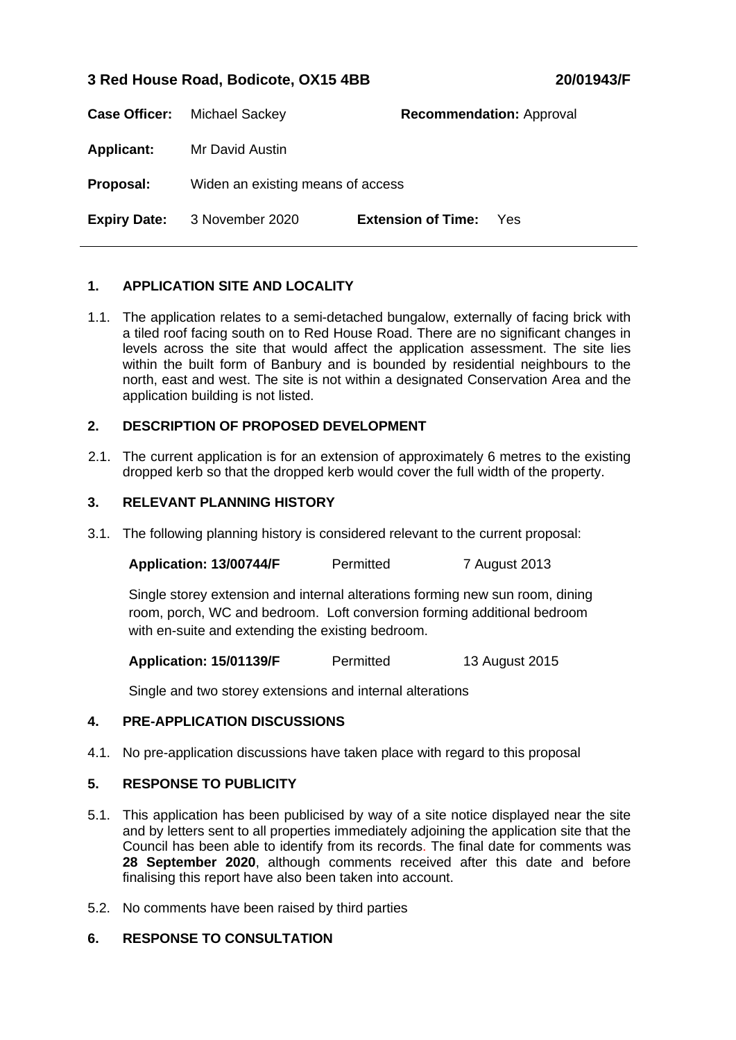**3 Red House Road, Bodicote, OX15 4BB** **20/01943/F**

**Case Officer:** Michael Sackey **Recommendation:** Approval

**Applicant:** Mr David Austin

**Proposal:** Widen an existing means of access

**Expiry Date:** 3 November 2020 **Extension of Time:** Yes

---

## 1. APPLICATION SITE AND LOCALITY

1.1. The application relates to a semi-detached bungalow, externally of facing brick with a tiled roof facing south on to Red House Road. There are no significant changes in levels across the site that would affect the application assessment. The site lies within the built form of Banbury and is bounded by residential neighbours to the north, east and west. The site is not within a designated Conservation Area and the application building is not listed.

## 2. DESCRIPTION OF PROPOSED DEVELOPMENT

2.1. The current application is for an extension of approximately 6 metres to the existing dropped kerb so that the dropped kerb would cover the full width of the property.

## 3. RELEVANT PLANNING HISTORY

3.1. The following planning history is considered relevant to the current proposal:

**Application: 13/00744/F** Permitted 7 August 2013

Single storey extension and internal alterations forming new sun room, dining room, porch, WC and bedroom. Loft conversion forming additional bedroom with en-suite and extending the existing bedroom.

**Application: 15/01139/F** Permitted 13 August 2015

Single and two storey extensions and internal alterations

## 4. PRE-APPLICATION DISCUSSIONS

4.1. No pre-application discussions have taken place with regard to this proposal

## 5. RESPONSE TO PUBLICITY

5.1. This application has been publicised by way of a site notice displayed near the site and by letters sent to all properties immediately adjoining the application site that the Council has been able to identify from its records. The final date for comments was **28 September 2020**, although comments received after this date and before finalising this report have also been taken into account.

5.2. No comments have been raised by third parties

## 6. RESPONSE TO CONSULTATION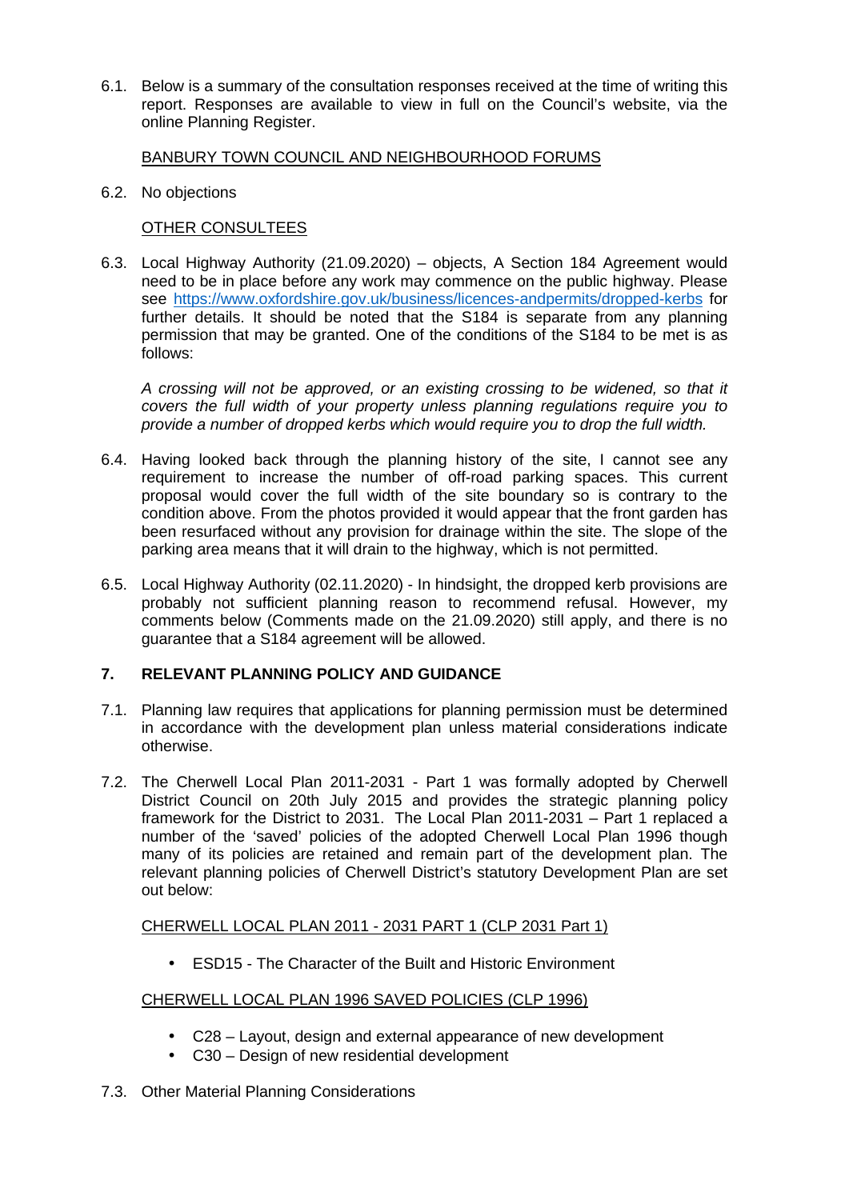6.1. Below is a summary of the consultation responses received at the time of writing this report. Responses are available to view in full on the Council's website, via the online Planning Register.

BANBURY TOWN COUNCIL AND NEIGHBOURHOOD FORUMS

6.2. No objections

OTHER CONSULTEES

6.3. Local Highway Authority (21.09.2020) – objects, A Section 184 Agreement would need to be in place before any work may commence on the public highway. Please see [https://www.oxfordshire.gov.uk/business/licences-andpermits/dropped-kerbs](https://www.oxfordshire.gov.uk/business/licences-andpermits/dropped-kerbs) for further details. It should be noted that the S184 is separate from any planning permission that may be granted. One of the conditions of the S184 to be met is as follows:

*A crossing will not be approved, or an existing crossing to be widened, so that it covers the full width of your property unless planning regulations require you to provide a number of dropped kerbs which would require you to drop the full width.*

6.4. Having looked back through the planning history of the site, I cannot see any requirement to increase the number of off-road parking spaces. This current proposal would cover the full width of the site boundary so is contrary to the condition above. From the photos provided it would appear that the front garden has been resurfaced without any provision for drainage within the site. The slope of the parking area means that it will drain to the highway, which is not permitted.

6.5. Local Highway Authority (02.11.2020) - In hindsight, the dropped kerb provisions are probably not sufficient planning reason to recommend refusal. However, my comments below (Comments made on the 21.09.2020) still apply, and there is no guarantee that a S184 agreement will be allowed.

## 7. RELEVANT PLANNING POLICY AND GUIDANCE

7.1. Planning law requires that applications for planning permission must be determined in accordance with the development plan unless material considerations indicate otherwise.

7.2. The Cherwell Local Plan 2011-2031 - Part 1 was formally adopted by Cherwell District Council on 20th July 2015 and provides the strategic planning policy framework for the District to 2031. The Local Plan 2011-2031 – Part 1 replaced a number of the 'saved' policies of the adopted Cherwell Local Plan 1996 though many of its policies are retained and remain part of the development plan. The relevant planning policies of Cherwell District's statutory Development Plan are set out below:

CHERWELL LOCAL PLAN 2011 - 2031 PART 1 (CLP 2031 Part 1)

- ESD15 - The Character of the Built and Historic Environment

CHERWELL LOCAL PLAN 1996 SAVED POLICIES (CLP 1996)

- C28 – Layout, design and external appearance of new development
- C30 – Design of new residential development

7.3. Other Material Planning Considerations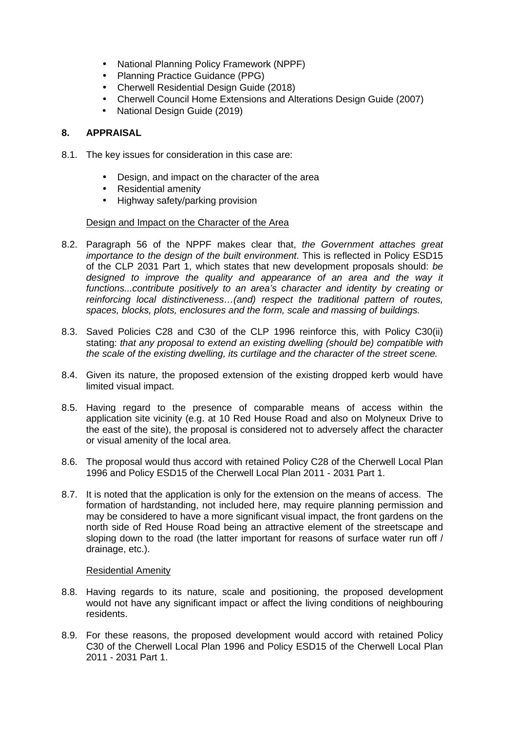- National Planning Policy Framework (NPPF)
- Planning Practice Guidance (PPG)
- Cherwell Residential Design Guide (2018)
- Cherwell Council Home Extensions and Alterations Design Guide (2007)
- National Design Guide (2019)

## 8. APPRAISAL

8.1. The key issues for consideration in this case are:

- Design, and impact on the character of the area
- Residential amenity
- Highway safety/parking provision

<u>Design and Impact on the Character of the Area</u>

8.2. Paragraph 56 of the NPPF makes clear that, *the Government attaches great importance to the design of the built environment*. This is reflected in Policy ESD15 of the CLP 2031 Part 1, which states that new development proposals should: *be designed to improve the quality and appearance of an area and the way it functions...contribute positively to an area's character and identity by creating or reinforcing local distinctiveness…(and) respect the traditional pattern of routes, spaces, blocks, plots, enclosures and the form, scale and massing of buildings.*

8.3. Saved Policies C28 and C30 of the CLP 1996 reinforce this, with Policy C30(ii) stating: *that any proposal to extend an existing dwelling (should be) compatible with the scale of the existing dwelling, its curtilage and the character of the street scene.*

8.4. Given its nature, the proposed extension of the existing dropped kerb would have limited visual impact.

8.5. Having regard to the presence of comparable means of access within the application site vicinity (e.g. at 10 Red House Road and also on Molyneux Drive to the east of the site), the proposal is considered not to adversely affect the character or visual amenity of the local area.

8.6. The proposal would thus accord with retained Policy C28 of the Cherwell Local Plan 1996 and Policy ESD15 of the Cherwell Local Plan 2011 - 2031 Part 1.

8.7. It is noted that the application is only for the extension on the means of access. The formation of hardstanding, not included here, may require planning permission and may be considered to have a more significant visual impact, the front gardens on the north side of Red House Road being an attractive element of the streetscape and sloping down to the road (the latter important for reasons of surface water run off / drainage, etc.).

<u>Residential Amenity</u>

8.8. Having regards to its nature, scale and positioning, the proposed development would not have any significant impact or affect the living conditions of neighbouring residents.

8.9. For these reasons, the proposed development would accord with retained Policy C30 of the Cherwell Local Plan 1996 and Policy ESD15 of the Cherwell Local Plan 2011 - 2031 Part 1.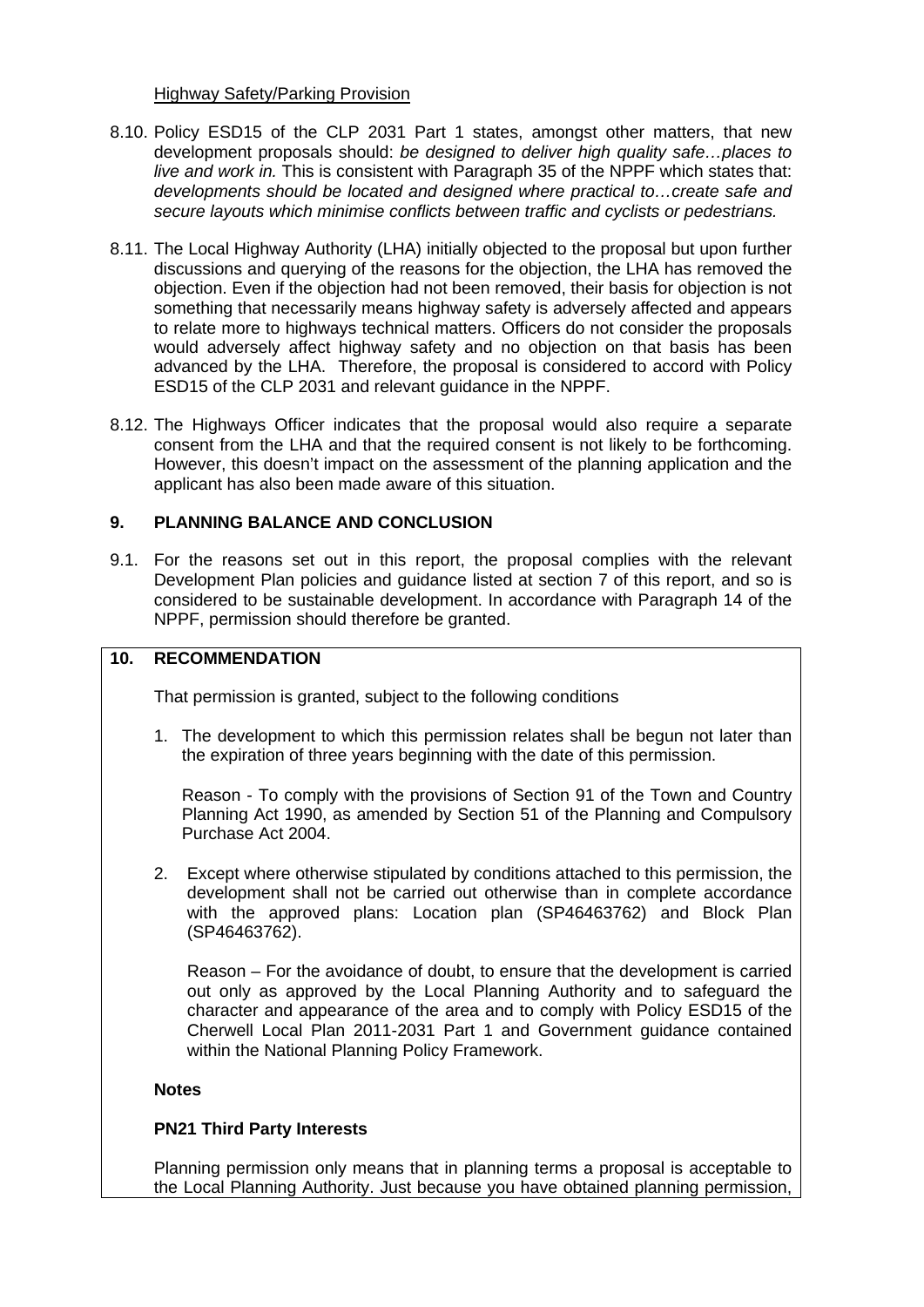Highway Safety/Parking Provision

8.10. Policy ESD15 of the CLP 2031 Part 1 states, amongst other matters, that new development proposals should: *be designed to deliver high quality safe…places to live and work in.* This is consistent with Paragraph 35 of the NPPF which states that: *developments should be located and designed where practical to…create safe and secure layouts which minimise conflicts between traffic and cyclists or pedestrians.*

8.11. The Local Highway Authority (LHA) initially objected to the proposal but upon further discussions and querying of the reasons for the objection, the LHA has removed the objection. Even if the objection had not been removed, their basis for objection is not something that necessarily means highway safety is adversely affected and appears to relate more to highways technical matters. Officers do not consider the proposals would adversely affect highway safety and no objection on that basis has been advanced by the LHA. Therefore, the proposal is considered to accord with Policy ESD15 of the CLP 2031 and relevant guidance in the NPPF.

8.12. The Highways Officer indicates that the proposal would also require a separate consent from the LHA and that the required consent is not likely to be forthcoming. However, this doesn't impact on the assessment of the planning application and the applicant has also been made aware of this situation.

## 9. PLANNING BALANCE AND CONCLUSION

9.1. For the reasons set out in this report, the proposal complies with the relevant Development Plan policies and guidance listed at section 7 of this report, and so is considered to be sustainable development. In accordance with Paragraph 14 of the NPPF, permission should therefore be granted.

## 10. RECOMMENDATION

That permission is granted, subject to the following conditions

1. The development to which this permission relates shall be begun not later than the expiration of three years beginning with the date of this permission.

   Reason - To comply with the provisions of Section 91 of the Town and Country Planning Act 1990, as amended by Section 51 of the Planning and Compulsory Purchase Act 2004.

2. Except where otherwise stipulated by conditions attached to this permission, the development shall not be carried out otherwise than in complete accordance with the approved plans: Location plan (SP46463762) and Block Plan (SP46463762).

   Reason – For the avoidance of doubt, to ensure that the development is carried out only as approved by the Local Planning Authority and to safeguard the character and appearance of the area and to comply with Policy ESD15 of the Cherwell Local Plan 2011-2031 Part 1 and Government guidance contained within the National Planning Policy Framework.

**Notes**

**PN21 Third Party Interests**

Planning permission only means that in planning terms a proposal is acceptable to the Local Planning Authority. Just because you have obtained planning permission,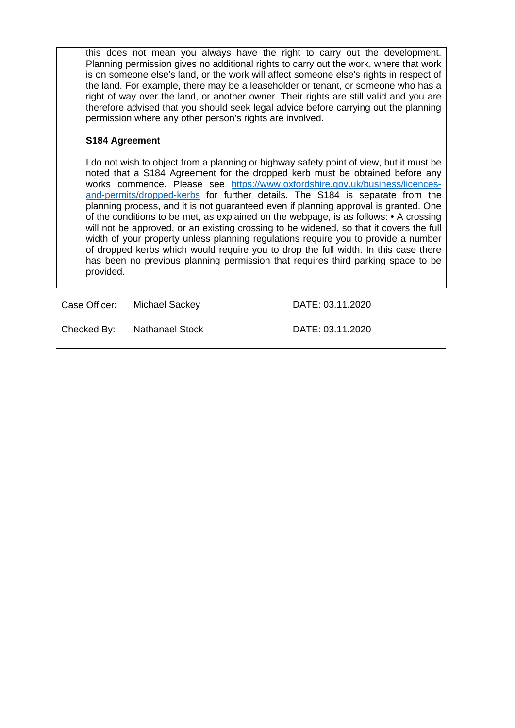this does not mean you always have the right to carry out the development. Planning permission gives no additional rights to carry out the work, where that work is on someone else's land, or the work will affect someone else's rights in respect of the land. For example, there may be a leaseholder or tenant, or someone who has a right of way over the land, or another owner. Their rights are still valid and you are therefore advised that you should seek legal advice before carrying out the planning permission where any other person's rights are involved.

**S184 Agreement**

I do not wish to object from a planning or highway safety point of view, but it must be noted that a S184 Agreement for the dropped kerb must be obtained before any works commence. Please see [https://www.oxfordshire.gov.uk/business/licences-and-permits/dropped-kerbs](https://www.oxfordshire.gov.uk/business/licences-and-permits/dropped-kerbs) for further details. The S184 is separate from the planning process, and it is not guaranteed even if planning approval is granted. One of the conditions to be met, as explained on the webpage, is as follows: • A crossing will not be approved, or an existing crossing to be widened, so that it covers the full width of your property unless planning regulations require you to provide a number of dropped kerbs which would require you to drop the full width. In this case there has been no previous planning permission that requires third parking space to be provided.

| | | |
|---|---|---|
| Case Officer: | Michael Sackey | DATE: 03.11.2020 |
| Checked By: | Nathanael Stock | DATE: 03.11.2020 |